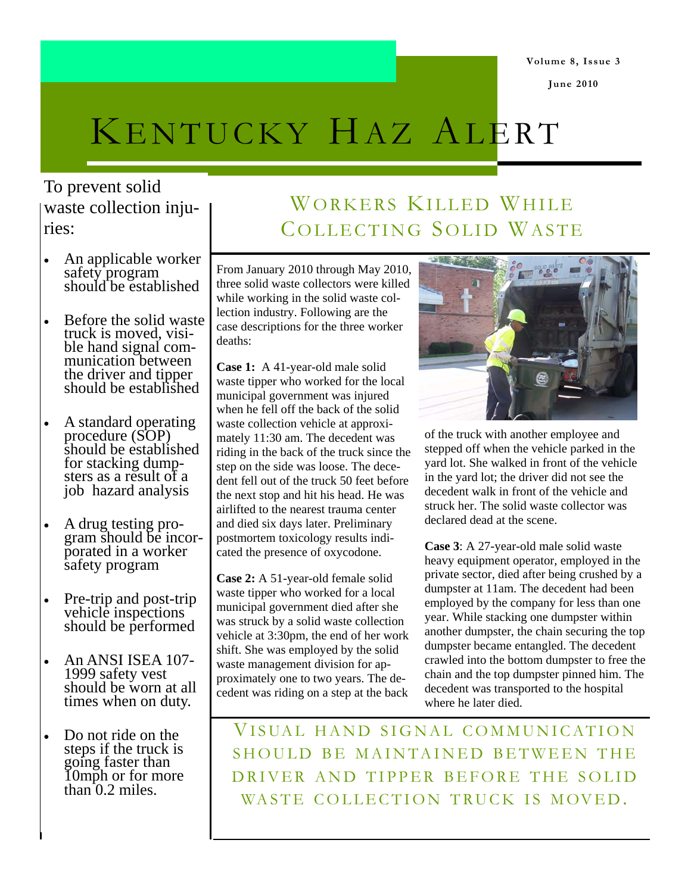# Kentucky Haz Alert

## Workers Killed While Collecting Solid Waste

From January 2010 through May 2010, three solid waste collectors were killed while working in the solid waste collection industry. Following are the case descriptions for the three worker deaths:

**Case 1:** A 41-year-old male solid waste tipper who worked for the local municipal government was injured when he fell off the back of the solid waste collection vehicle at approximately 11:30 am. The decedent was riding in the back of the truck since the step on the side was loose. The decedent fell out of the truck 50 feet before the next stop and hit his head. He was airlifted to the nearest trauma center and died six days later. Preliminary postmortem toxicology results indicated the presence of oxycodone.

**Case 2:** A 51-year-old female solid waste tipper who worked for a local municipal government died after she was struck by a solid waste collection vehicle at 3:30pm, the end of her work shift. She was employed by the solid waste management division for approximately one to two years. The decedent was riding on a step at the back of the truck with another employee and stepped off when the vehicle parked in the yard lot. She walked in front of the vehicle in the yard lot; the driver did not see the decedent walk in front of the vehicle and struck her. The solid waste collector was declared dead at the scene.

**Case 3**: A 27-year-old male solid waste heavy equipment operator, employed in the private sector, died after being crushed by a dumpster at 11am. The decedent had been employed by the company for less than one year. While stacking one dumpster within another dumpster, the chain securing the top dumpster became entangled. The decedent crawled into the bottom dumpster to free the chain and the top dumpster pinned him. The decedent was transported to the hospital where he later died.

### Visual hand signal communication should be maintained between the driver and tipper before the solid waste collection truck is moved.

---

To prevent solid waste collection injuries:

- An applicable worker safety program should be established
- Before the solid waste truck is moved, visible hand signal communication between the driver and tipper should be established
- A standard operating procedure (SOP) should be established for stacking dumpsters as a result of a job hazard analysis
- A drug testing program should be incorporated in a worker safety program
- Pre-trip and post-trip vehicle inspections should be performed
- An ANSI ISEA 107-1999 safety vest should be worn at all times when on duty.
- Do not ride on the steps if the truck is going faster than 10mph or for more than 0.2 miles.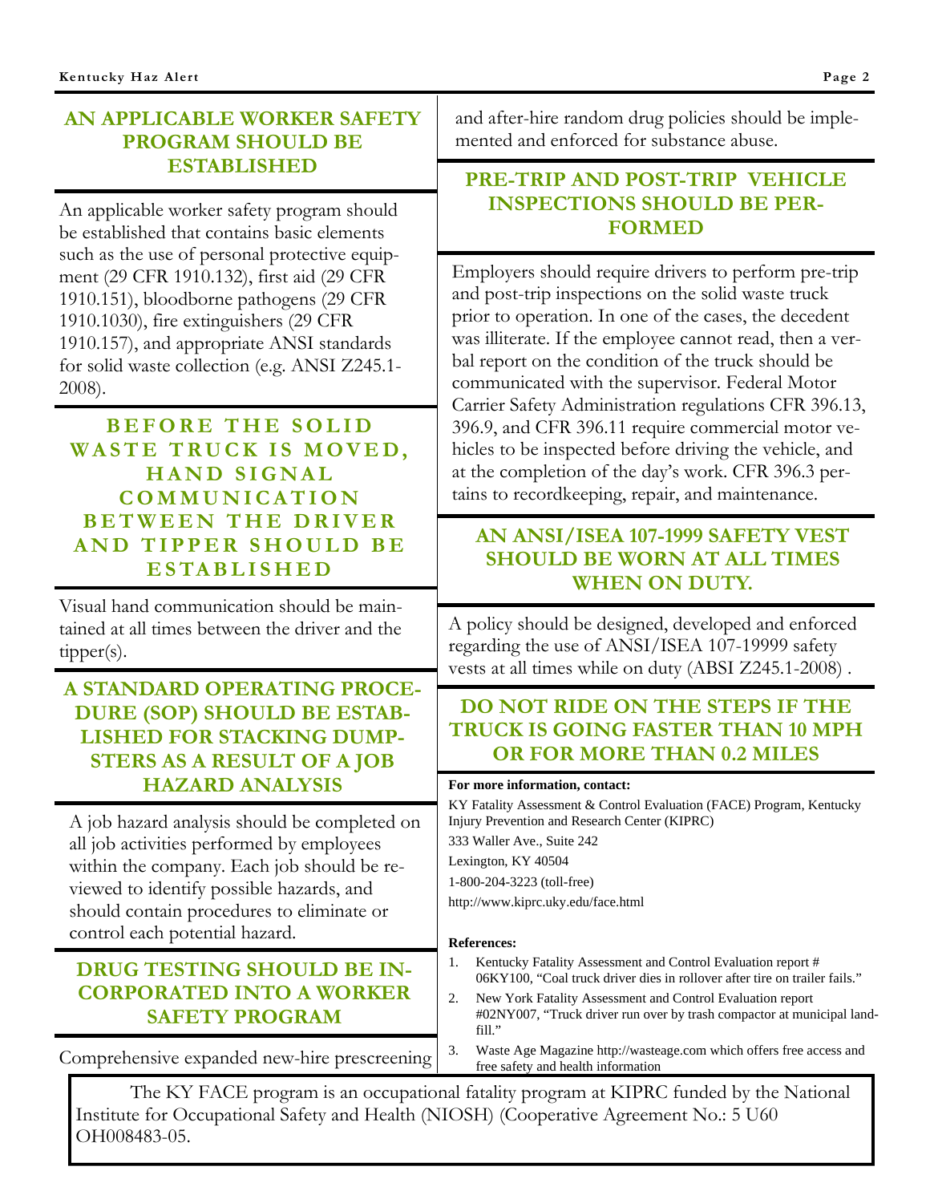## AN APPLICABLE WORKER SAFETY PROGRAM SHOULD BE ESTABLISHED

An applicable worker safety program should be established that contains basic elements such as the use of personal protective equipment (29 CFR 1910.132), first aid (29 CFR 1910.151), bloodborne pathogens (29 CFR 1910.1030), fire extinguishers (29 CFR 1910.157), and appropriate ANSI standards for solid waste collection (e.g. ANSI Z245.1-2008).

## BEFORE THE SOLID WASTE TRUCK IS MOVED, HAND SIGNAL COMMUNICATION BETWEEN THE DRIVER AND TIPPER SHOULD BE ESTABLISHED

Visual hand communication should be maintained at all times between the driver and the tipper(s).

## A STANDARD OPERATING PROCEDURE (SOP) SHOULD BE ESTABLISHED FOR STACKING DUMPSTERS AS A RESULT OF A JOB HAZARD ANALYSIS

A job hazard analysis should be completed on all job activities performed by employees within the company. Each job should be reviewed to identify possible hazards, and should contain procedures to eliminate or control each potential hazard.

## DRUG TESTING SHOULD BE INCORPORATED INTO A WORKER SAFETY PROGRAM

Comprehensive expanded new-hire prescreening and after-hire random drug policies should be implemented and enforced for substance abuse.

## PRE-TRIP AND POST-TRIP VEHICLE INSPECTIONS SHOULD BE PERFORMED

Employers should require drivers to perform pre-trip and post-trip inspections on the solid waste truck prior to operation. In one of the cases, the decedent was illiterate. If the employee cannot read, then a verbal report on the condition of the truck should be communicated with the supervisor. Federal Motor Carrier Safety Administration regulations CFR 396.13, 396.9, and CFR 396.11 require commercial motor vehicles to be inspected before driving the vehicle, and at the completion of the day's work. CFR 396.3 pertains to recordkeeping, repair, and maintenance.

## AN ANSI/ISEA 107-1999 SAFETY VEST SHOULD BE WORN AT ALL TIMES WHEN ON DUTY.

A policy should be designed, developed and enforced regarding the use of ANSI/ISEA 107-19999 safety vests at all times while on duty (ABSI Z245.1-2008) .

## DO NOT RIDE ON THE STEPS IF THE TRUCK IS GOING FASTER THAN 10 MPH OR FOR MORE THAN 0.2 MILES

**For more information, contact:**

KY Fatality Assessment & Control Evaluation (FACE) Program, Kentucky Injury Prevention and Research Center (KIPRC)
333 Waller Ave., Suite 242
Lexington, KY 40504
1-800-204-3223 (toll-free)
http://www.kiprc.uky.edu/face.html

**References:**

1. Kentucky Fatality Assessment and Control Evaluation report # 06KY100, "Coal truck driver dies in rollover after tire on trailer fails."
2. New York Fatality Assessment and Control Evaluation report #02NY007, "Truck driver run over by trash compactor at municipal landfill."
3. Waste Age Magazine http://wasteage.com which offers free access and free safety and health information

The KY FACE program is an occupational fatality program at KIPRC funded by the National Institute for Occupational Safety and Health (NIOSH) (Cooperative Agreement No.: 5 U60 OH008483-05.